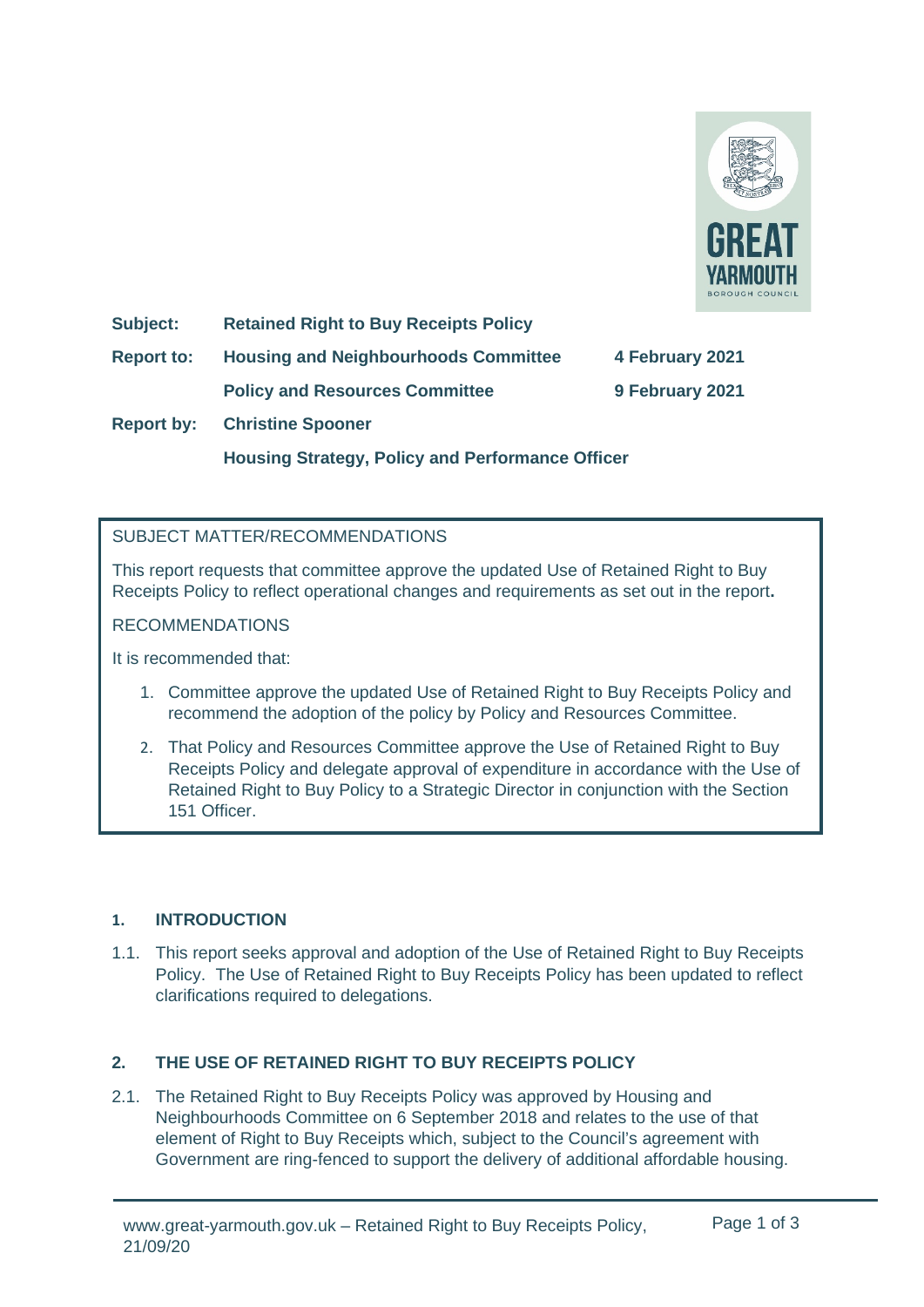| | | |
|---|---|---|
| **Subject:** | **Retained Right to Buy Receipts Policy** | |
| **Report to:** | **Housing and Neighbourhoods Committee** | **4 February 2021** |
| | **Policy and Resources Committee** | **9 February 2021** |
| **Report by:** | **Christine Spooner** | |
| | **Housing Strategy, Policy and Performance Officer** | |

SUBJECT MATTER/RECOMMENDATIONS

This report requests that committee approve the updated Use of Retained Right to Buy Receipts Policy to reflect operational changes and requirements as set out in the report**.**

RECOMMENDATIONS

It is recommended that:

1. Committee approve the updated Use of Retained Right to Buy Receipts Policy and recommend the adoption of the policy by Policy and Resources Committee.
2. That Policy and Resources Committee approve the Use of Retained Right to Buy Receipts Policy and delegate approval of expenditure in accordance with the Use of Retained Right to Buy Policy to a Strategic Director in conjunction with the Section 151 Officer.

## 1. INTRODUCTION

1.1. This report seeks approval and adoption of the Use of Retained Right to Buy Receipts Policy. The Use of Retained Right to Buy Receipts Policy has been updated to reflect clarifications required to delegations.

## 2. THE USE OF RETAINED RIGHT TO BUY RECEIPTS POLICY

2.1. The Retained Right to Buy Receipts Policy was approved by Housing and Neighbourhoods Committee on 6 September 2018 and relates to the use of that element of Right to Buy Receipts which, subject to the Council's agreement with Government are ring-fenced to support the delivery of additional affordable housing.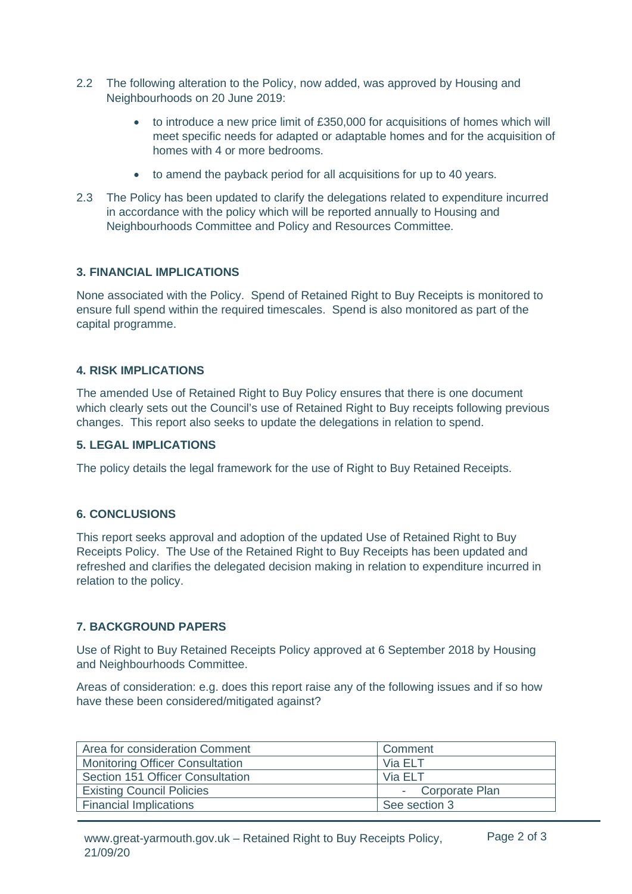2.2 The following alteration to the Policy, now added, was approved by Housing and Neighbourhoods on 20 June 2019:

- to introduce a new price limit of £350,000 for acquisitions of homes which will meet specific needs for adapted or adaptable homes and for the acquisition of homes with 4 or more bedrooms.
- to amend the payback period for all acquisitions for up to 40 years.

2.3 The Policy has been updated to clarify the delegations related to expenditure incurred in accordance with the policy which will be reported annually to Housing and Neighbourhoods Committee and Policy and Resources Committee.

### 3. FINANCIAL IMPLICATIONS

None associated with the Policy. Spend of Retained Right to Buy Receipts is monitored to ensure full spend within the required timescales. Spend is also monitored as part of the capital programme.

### 4. RISK IMPLICATIONS

The amended Use of Retained Right to Buy Policy ensures that there is one document which clearly sets out the Council's use of Retained Right to Buy receipts following previous changes. This report also seeks to update the delegations in relation to spend.

### 5. LEGAL IMPLICATIONS

The policy details the legal framework for the use of Right to Buy Retained Receipts.

### 6. CONCLUSIONS

This report seeks approval and adoption of the updated Use of Retained Right to Buy Receipts Policy. The Use of the Retained Right to Buy Receipts has been updated and refreshed and clarifies the delegated decision making in relation to expenditure incurred in relation to the policy.

### 7. BACKGROUND PAPERS

Use of Right to Buy Retained Receipts Policy approved at 6 September 2018 by Housing and Neighbourhoods Committee.

Areas of consideration: e.g. does this report raise any of the following issues and if so how have these been considered/mitigated against?

| Area for consideration Comment | Comment |
|---|---|
| Monitoring Officer Consultation | Via ELT |
| Section 151 Officer Consultation | Via ELT |
| Existing Council Policies | - Corporate Plan |
| Financial Implications | See section 3 |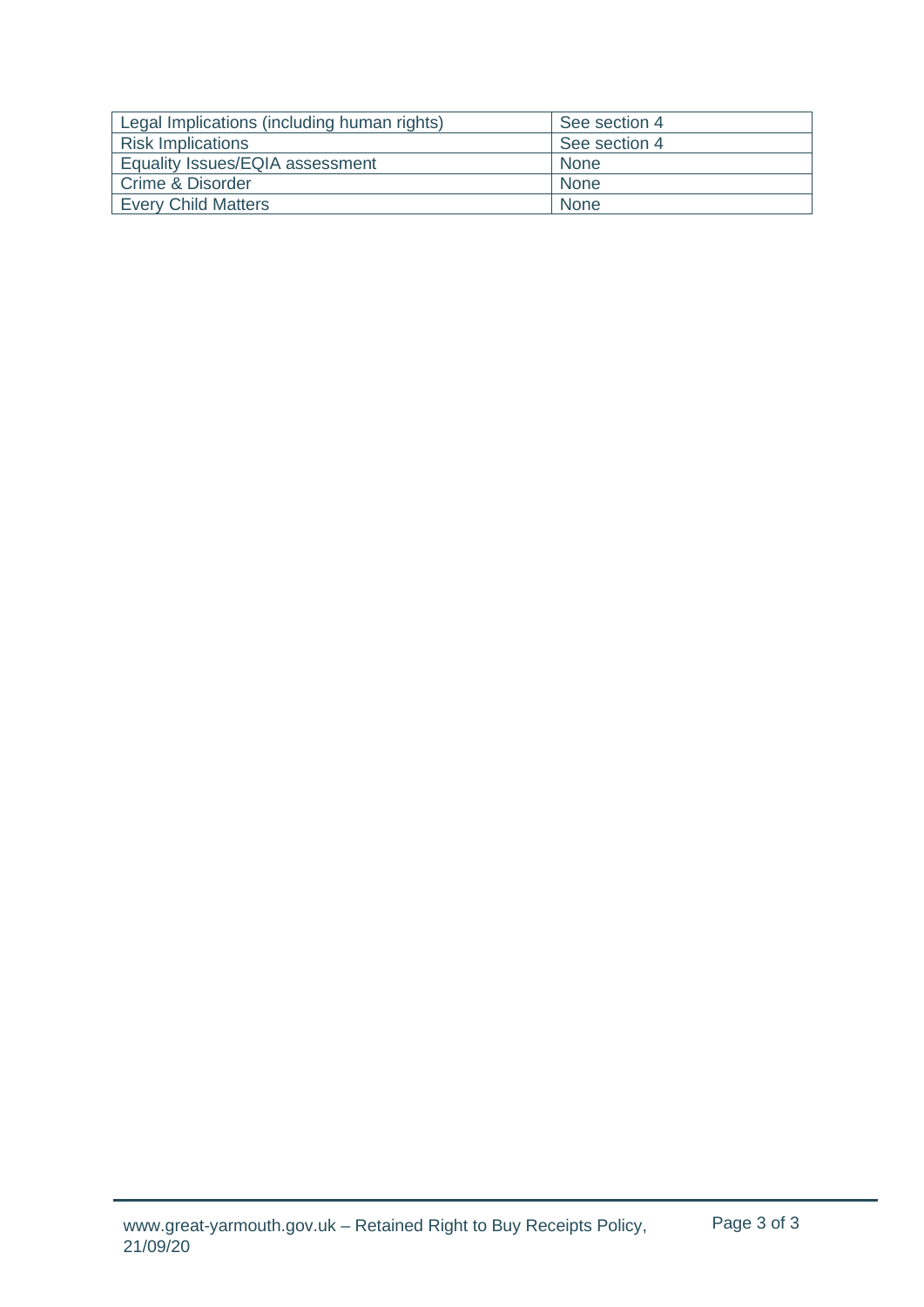| | |
|---|---|
| Legal Implications (including human rights) | See section 4 |
| Risk Implications | See section 4 |
| Equality Issues/EQIA assessment | None |
| Crime & Disorder | None |
| Every Child Matters | None |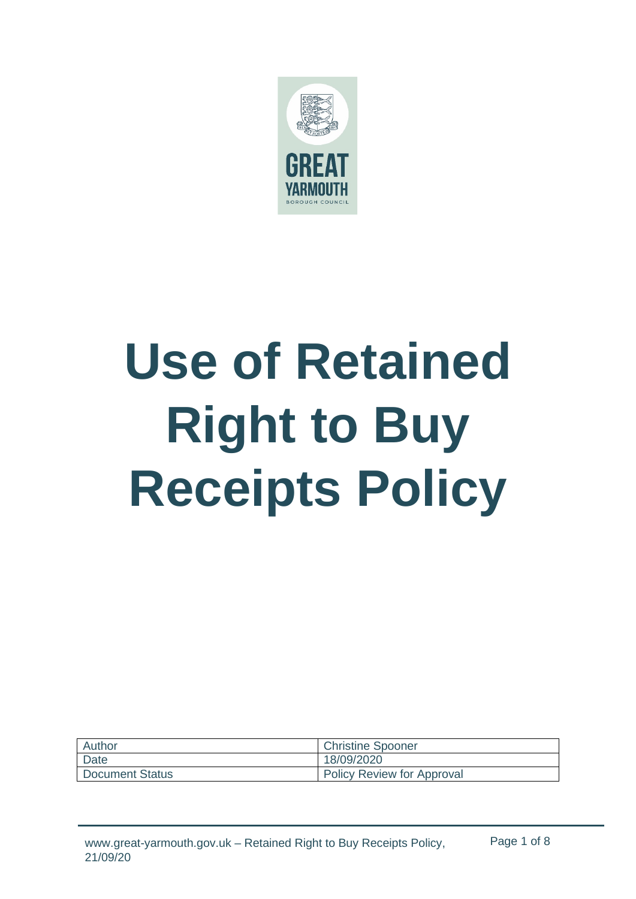# Use of Retained Right to Buy Receipts Policy

| Author | Christine Spooner |
|---|---|
| Date | 18/09/2020 |
| Document Status | Policy Review for Approval |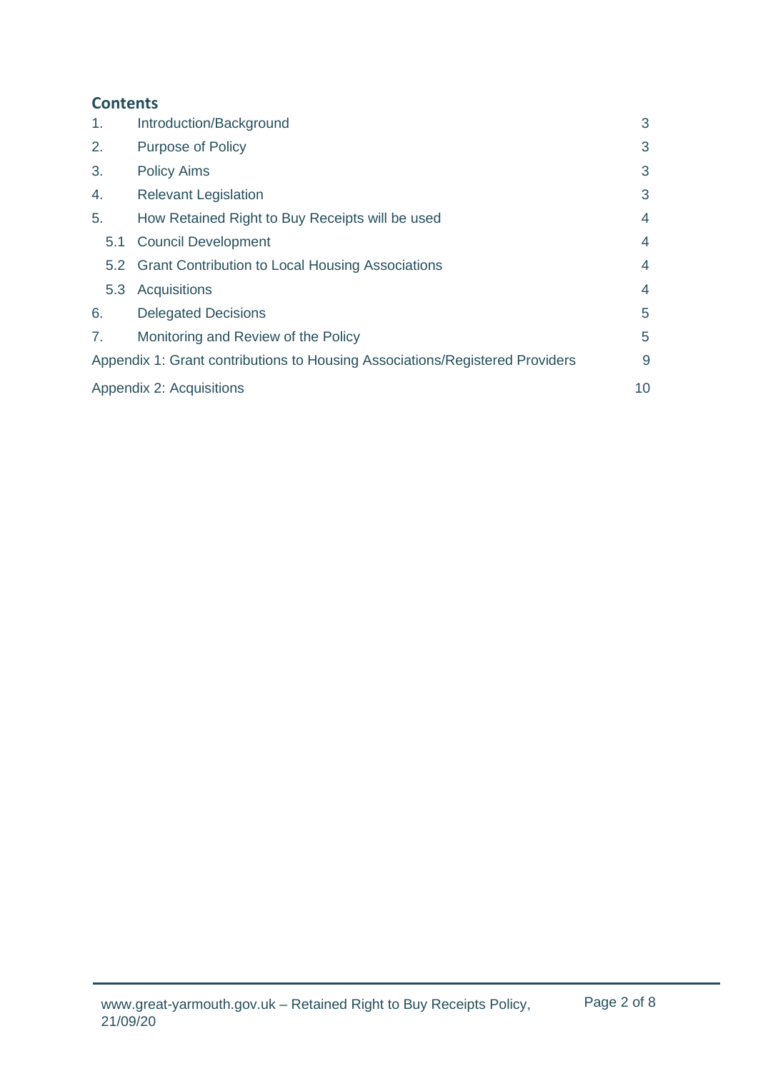## Contents

| | | |
|---|---|---|
| 1. | Introduction/Background | 3 |
| 2. | Purpose of Policy | 3 |
| 3. | Policy Aims | 3 |
| 4. | Relevant Legislation | 3 |
| 5. | How Retained Right to Buy Receipts will be used | 4 |
| 5.1 | Council Development | 4 |
| 5.2 | Grant Contribution to Local Housing Associations | 4 |
| 5.3 | Acquisitions | 4 |
| 6. | Delegated Decisions | 5 |
| 7. | Monitoring and Review of the Policy | 5 |
| Appendix 1: Grant contributions to Housing Associations/Registered Providers | | 9 |
| Appendix 2: Acquisitions | | 10 |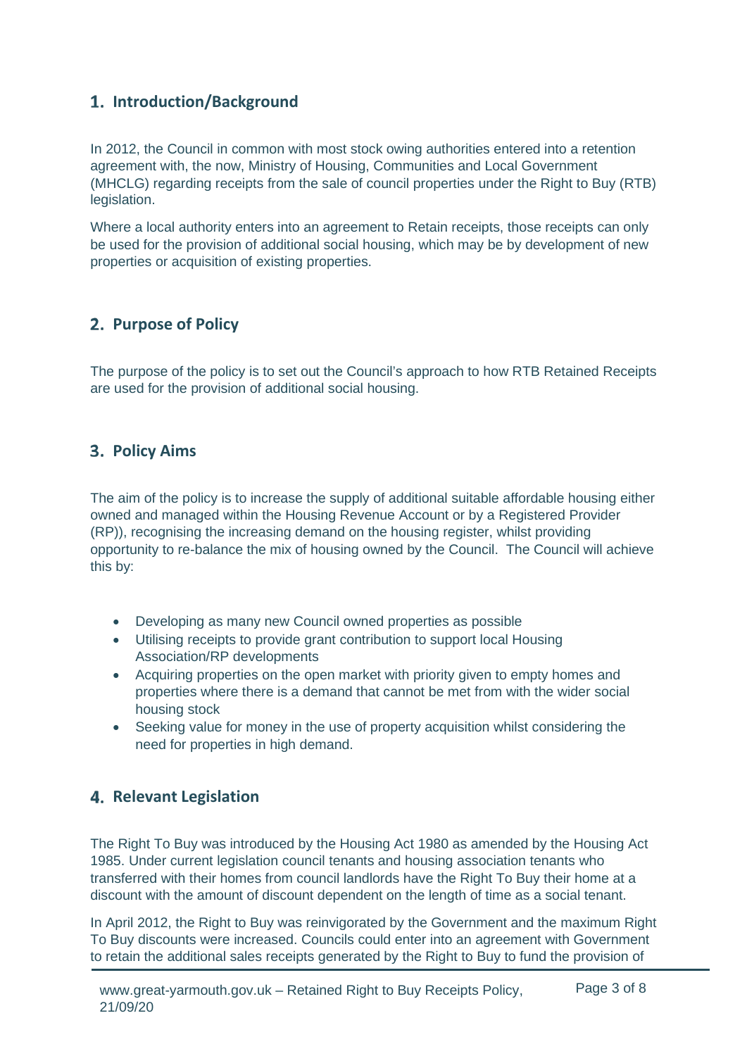## 1. Introduction/Background

In 2012, the Council in common with most stock owing authorities entered into a retention agreement with, the now, Ministry of Housing, Communities and Local Government (MHCLG) regarding receipts from the sale of council properties under the Right to Buy (RTB) legislation.

Where a local authority enters into an agreement to Retain receipts, those receipts can only be used for the provision of additional social housing, which may be by development of new properties or acquisition of existing properties.

## 2. Purpose of Policy

The purpose of the policy is to set out the Council's approach to how RTB Retained Receipts are used for the provision of additional social housing.

## 3. Policy Aims

The aim of the policy is to increase the supply of additional suitable affordable housing either owned and managed within the Housing Revenue Account or by a Registered Provider (RP)), recognising the increasing demand on the housing register, whilst providing opportunity to re-balance the mix of housing owned by the Council. The Council will achieve this by:

- Developing as many new Council owned properties as possible
- Utilising receipts to provide grant contribution to support local Housing Association/RP developments
- Acquiring properties on the open market with priority given to empty homes and properties where there is a demand that cannot be met from with the wider social housing stock
- Seeking value for money in the use of property acquisition whilst considering the need for properties in high demand.

## 4. Relevant Legislation

The Right To Buy was introduced by the Housing Act 1980 as amended by the Housing Act 1985. Under current legislation council tenants and housing association tenants who transferred with their homes from council landlords have the Right To Buy their home at a discount with the amount of discount dependent on the length of time as a social tenant.

In April 2012, the Right to Buy was reinvigorated by the Government and the maximum Right To Buy discounts were increased. Councils could enter into an agreement with Government to retain the additional sales receipts generated by the Right to Buy to fund the provision of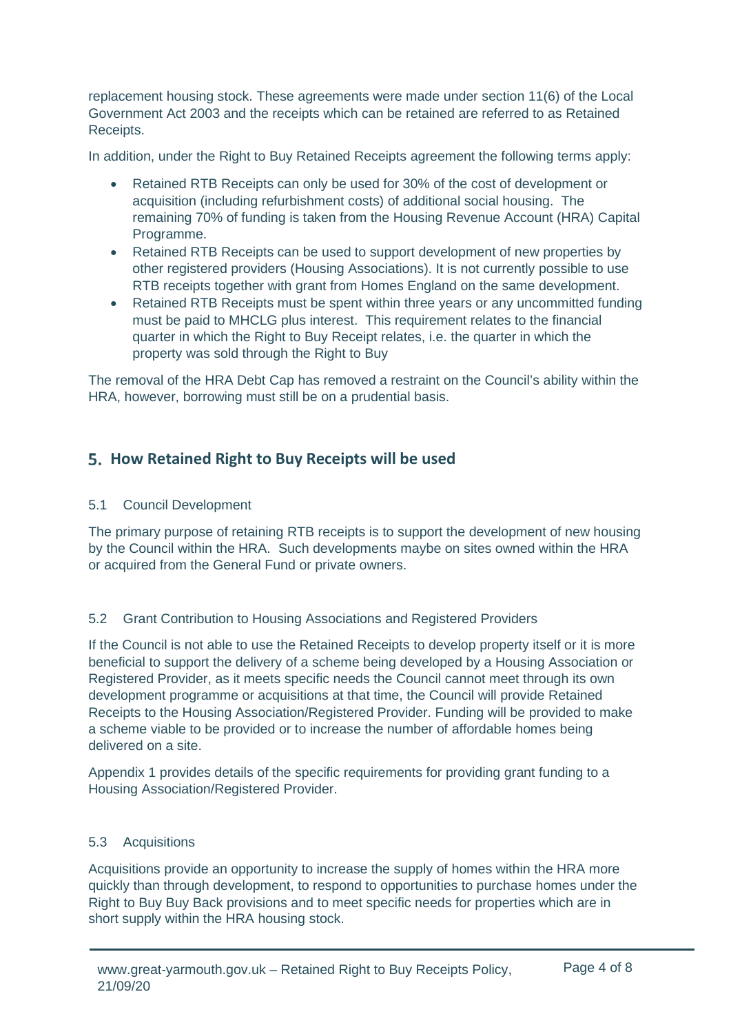replacement housing stock. These agreements were made under section 11(6) of the Local Government Act 2003 and the receipts which can be retained are referred to as Retained Receipts.

In addition, under the Right to Buy Retained Receipts agreement the following terms apply:

- Retained RTB Receipts can only be used for 30% of the cost of development or acquisition (including refurbishment costs) of additional social housing. The remaining 70% of funding is taken from the Housing Revenue Account (HRA) Capital Programme.
- Retained RTB Receipts can be used to support development of new properties by other registered providers (Housing Associations). It is not currently possible to use RTB receipts together with grant from Homes England on the same development.
- Retained RTB Receipts must be spent within three years or any uncommitted funding must be paid to MHCLG plus interest. This requirement relates to the financial quarter in which the Right to Buy Receipt relates, i.e. the quarter in which the property was sold through the Right to Buy

The removal of the HRA Debt Cap has removed a restraint on the Council's ability within the HRA, however, borrowing must still be on a prudential basis.

## 5. How Retained Right to Buy Receipts will be used

### 5.1 Council Development

The primary purpose of retaining RTB receipts is to support the development of new housing by the Council within the HRA. Such developments maybe on sites owned within the HRA or acquired from the General Fund or private owners.

### 5.2 Grant Contribution to Housing Associations and Registered Providers

If the Council is not able to use the Retained Receipts to develop property itself or it is more beneficial to support the delivery of a scheme being developed by a Housing Association or Registered Provider, as it meets specific needs the Council cannot meet through its own development programme or acquisitions at that time, the Council will provide Retained Receipts to the Housing Association/Registered Provider. Funding will be provided to make a scheme viable to be provided or to increase the number of affordable homes being delivered on a site.

Appendix 1 provides details of the specific requirements for providing grant funding to a Housing Association/Registered Provider.

### 5.3 Acquisitions

Acquisitions provide an opportunity to increase the supply of homes within the HRA more quickly than through development, to respond to opportunities to purchase homes under the Right to Buy Buy Back provisions and to meet specific needs for properties which are in short supply within the HRA housing stock.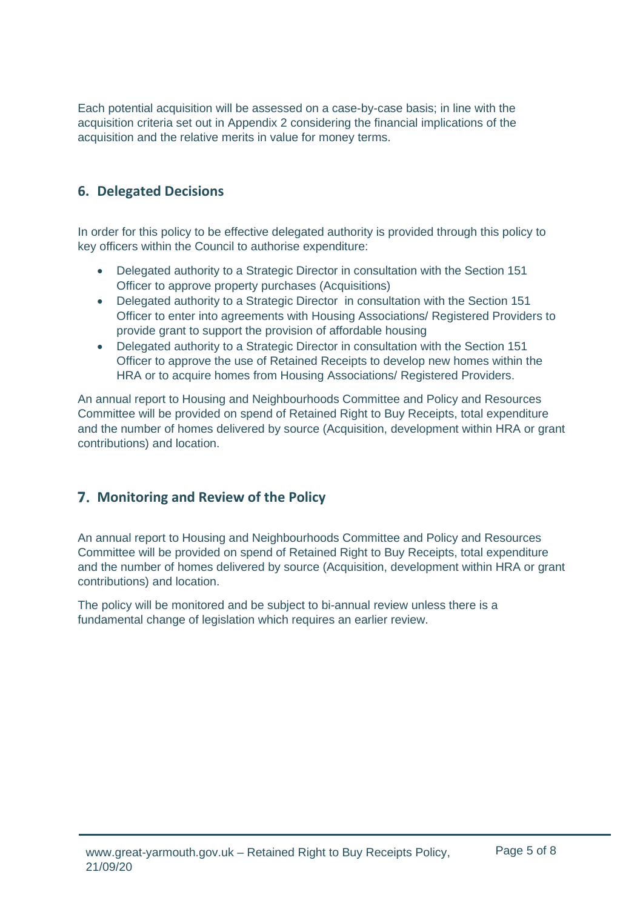Each potential acquisition will be assessed on a case-by-case basis; in line with the acquisition criteria set out in Appendix 2 considering the financial implications of the acquisition and the relative merits in value for money terms.

## 6. Delegated Decisions

In order for this policy to be effective delegated authority is provided through this policy to key officers within the Council to authorise expenditure:

- Delegated authority to a Strategic Director in consultation with the Section 151 Officer to approve property purchases (Acquisitions)
- Delegated authority to a Strategic Director in consultation with the Section 151 Officer to enter into agreements with Housing Associations/ Registered Providers to provide grant to support the provision of affordable housing
- Delegated authority to a Strategic Director in consultation with the Section 151 Officer to approve the use of Retained Receipts to develop new homes within the HRA or to acquire homes from Housing Associations/ Registered Providers.

An annual report to Housing and Neighbourhoods Committee and Policy and Resources Committee will be provided on spend of Retained Right to Buy Receipts, total expenditure and the number of homes delivered by source (Acquisition, development within HRA or grant contributions) and location.

## 7. Monitoring and Review of the Policy

An annual report to Housing and Neighbourhoods Committee and Policy and Resources Committee will be provided on spend of Retained Right to Buy Receipts, total expenditure and the number of homes delivered by source (Acquisition, development within HRA or grant contributions) and location.

The policy will be monitored and be subject to bi-annual review unless there is a fundamental change of legislation which requires an earlier review.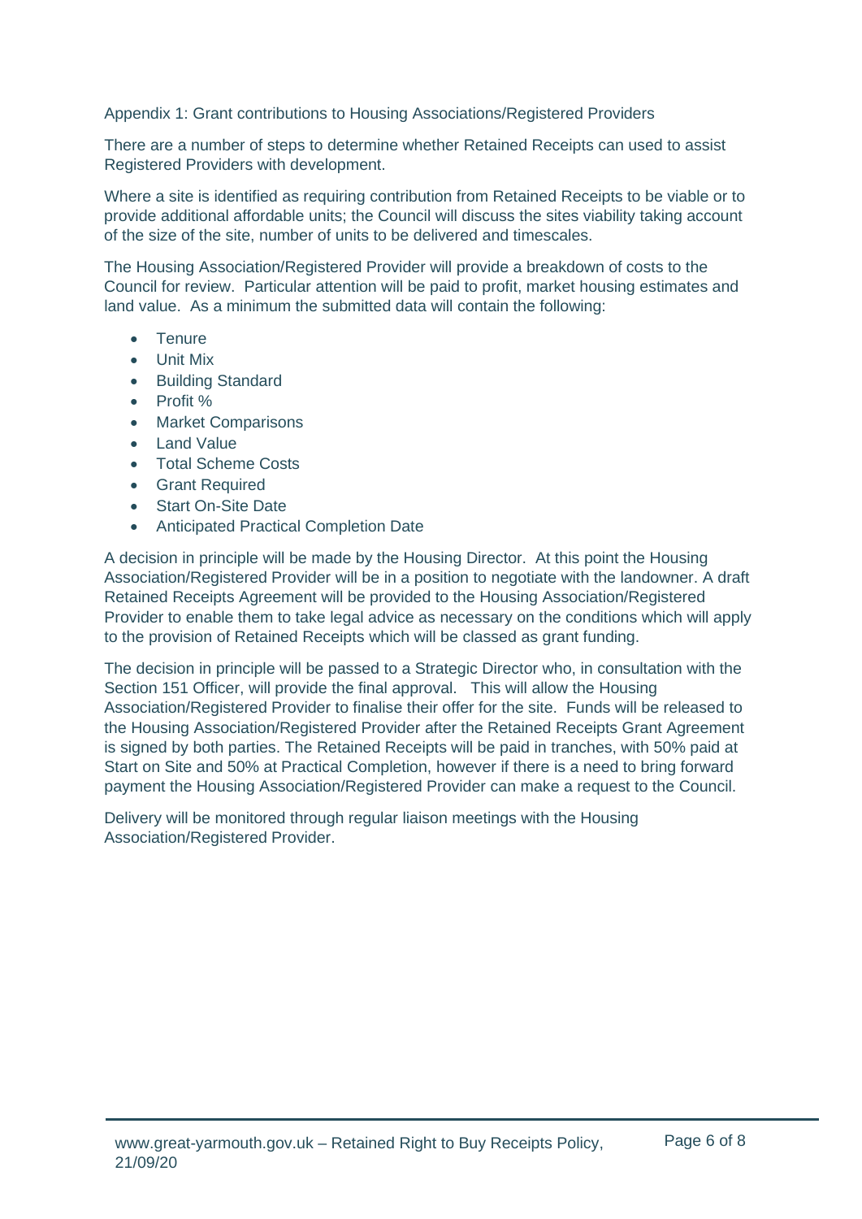## Appendix 1: Grant contributions to Housing Associations/Registered Providers

There are a number of steps to determine whether Retained Receipts can used to assist Registered Providers with development.

Where a site is identified as requiring contribution from Retained Receipts to be viable or to provide additional affordable units; the Council will discuss the sites viability taking account of the size of the site, number of units to be delivered and timescales.

The Housing Association/Registered Provider will provide a breakdown of costs to the Council for review. Particular attention will be paid to profit, market housing estimates and land value. As a minimum the submitted data will contain the following:

- Tenure
- Unit Mix
- Building Standard
- Profit %
- Market Comparisons
- Land Value
- Total Scheme Costs
- Grant Required
- Start On-Site Date
- Anticipated Practical Completion Date

A decision in principle will be made by the Housing Director. At this point the Housing Association/Registered Provider will be in a position to negotiate with the landowner. A draft Retained Receipts Agreement will be provided to the Housing Association/Registered Provider to enable them to take legal advice as necessary on the conditions which will apply to the provision of Retained Receipts which will be classed as grant funding.

The decision in principle will be passed to a Strategic Director who, in consultation with the Section 151 Officer, will provide the final approval. This will allow the Housing Association/Registered Provider to finalise their offer for the site. Funds will be released to the Housing Association/Registered Provider after the Retained Receipts Grant Agreement is signed by both parties. The Retained Receipts will be paid in tranches, with 50% paid at Start on Site and 50% at Practical Completion, however if there is a need to bring forward payment the Housing Association/Registered Provider can make a request to the Council.

Delivery will be monitored through regular liaison meetings with the Housing Association/Registered Provider.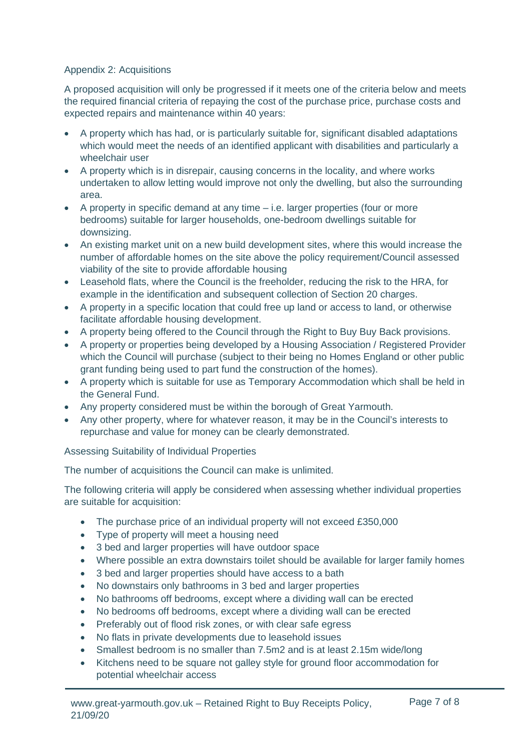## Appendix 2: Acquisitions

A proposed acquisition will only be progressed if it meets one of the criteria below and meets the required financial criteria of repaying the cost of the purchase price, purchase costs and expected repairs and maintenance within 40 years:

- A property which has had, or is particularly suitable for, significant disabled adaptations which would meet the needs of an identified applicant with disabilities and particularly a wheelchair user
- A property which is in disrepair, causing concerns in the locality, and where works undertaken to allow letting would improve not only the dwelling, but also the surrounding area.
- A property in specific demand at any time – i.e. larger properties (four or more bedrooms) suitable for larger households, one-bedroom dwellings suitable for downsizing.
- An existing market unit on a new build development sites, where this would increase the number of affordable homes on the site above the policy requirement/Council assessed viability of the site to provide affordable housing
- Leasehold flats, where the Council is the freeholder, reducing the risk to the HRA, for example in the identification and subsequent collection of Section 20 charges.
- A property in a specific location that could free up land or access to land, or otherwise facilitate affordable housing development.
- A property being offered to the Council through the Right to Buy Buy Back provisions.
- A property or properties being developed by a Housing Association / Registered Provider which the Council will purchase (subject to their being no Homes England or other public grant funding being used to part fund the construction of the homes).
- A property which is suitable for use as Temporary Accommodation which shall be held in the General Fund.
- Any property considered must be within the borough of Great Yarmouth.
- Any other property, where for whatever reason, it may be in the Council's interests to repurchase and value for money can be clearly demonstrated.

### Assessing Suitability of Individual Properties

The number of acquisitions the Council can make is unlimited.

The following criteria will apply be considered when assessing whether individual properties are suitable for acquisition:

- The purchase price of an individual property will not exceed £350,000
- Type of property will meet a housing need
- 3 bed and larger properties will have outdoor space
- Where possible an extra downstairs toilet should be available for larger family homes
- 3 bed and larger properties should have access to a bath
- No downstairs only bathrooms in 3 bed and larger properties
- No bathrooms off bedrooms, except where a dividing wall can be erected
- No bedrooms off bedrooms, except where a dividing wall can be erected
- Preferably out of flood risk zones, or with clear safe egress
- No flats in private developments due to leasehold issues
- Smallest bedroom is no smaller than 7.5m2 and is at least 2.15m wide/long
- Kitchens need to be square not galley style for ground floor accommodation for potential wheelchair access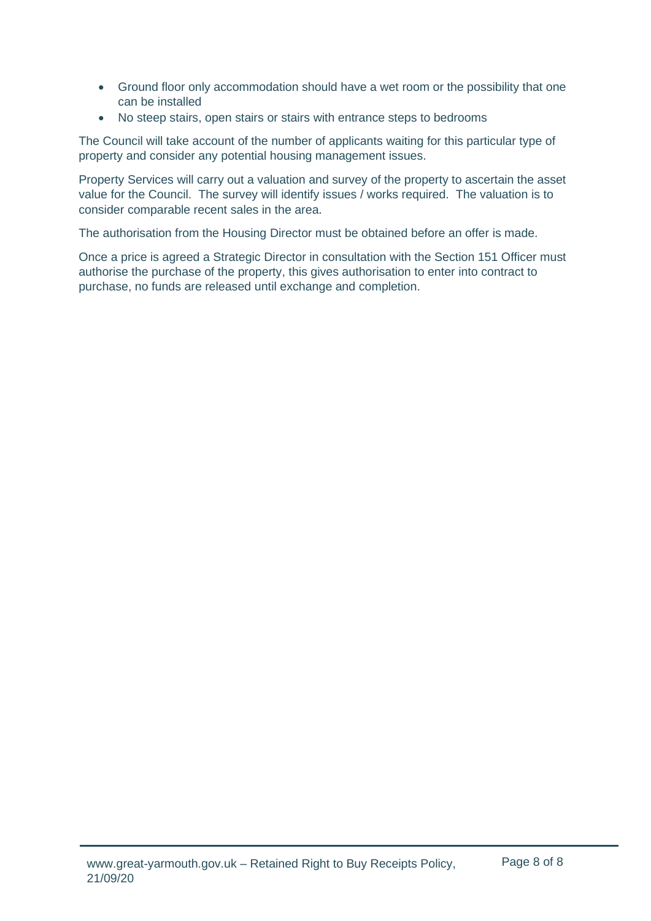- Ground floor only accommodation should have a wet room or the possibility that one can be installed
- No steep stairs, open stairs or stairs with entrance steps to bedrooms

The Council will take account of the number of applicants waiting for this particular type of property and consider any potential housing management issues.

Property Services will carry out a valuation and survey of the property to ascertain the asset value for the Council. The survey will identify issues / works required. The valuation is to consider comparable recent sales in the area.

The authorisation from the Housing Director must be obtained before an offer is made.

Once a price is agreed a Strategic Director in consultation with the Section 151 Officer must authorise the purchase of the property, this gives authorisation to enter into contract to purchase, no funds are released until exchange and completion.